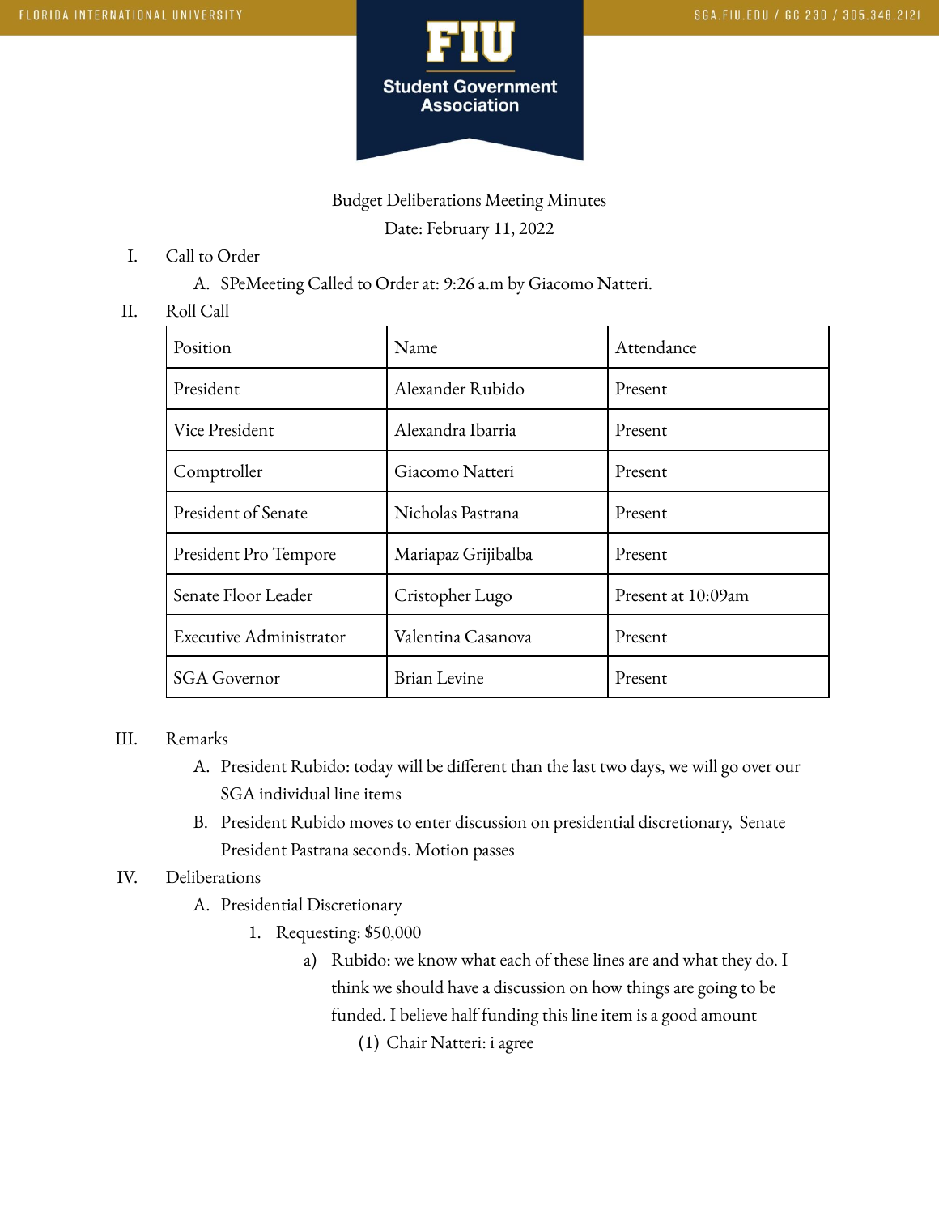Budget Deliberations Meeting Minutes

Date: February 11, 2022

I. Call to Order
   A. SPeMeeting Called to Order at: 9:26 a.m by Giacomo Natteri.

II. Roll Call

| Position | Name | Attendance |
|---|---|---|
| President | Alexander Rubido | Present |
| Vice President | Alexandra Ibarria | Present |
| Comptroller | Giacomo Natteri | Present |
| President of Senate | Nicholas Pastrana | Present |
| President Pro Tempore | Mariapaz Grijibalba | Present |
| Senate Floor Leader | Cristopher Lugo | Present at 10:09am |
| Executive Administrator | Valentina Casanova | Present |
| SGA Governor | Brian Levine | Present |

III. Remarks
   A. President Rubido: today will be different than the last two days, we will go over our SGA individual line items
   B. President Rubido moves to enter discussion on presidential discretionary, Senate President Pastrana seconds. Motion passes

IV. Deliberations
   A. Presidential Discretionary
      1. Requesting: $50,000
         a) Rubido: we know what each of these lines are and what they do. I think we should have a discussion on how things are going to be funded. I believe half funding this line item is a good amount
            (1) Chair Natteri: i agree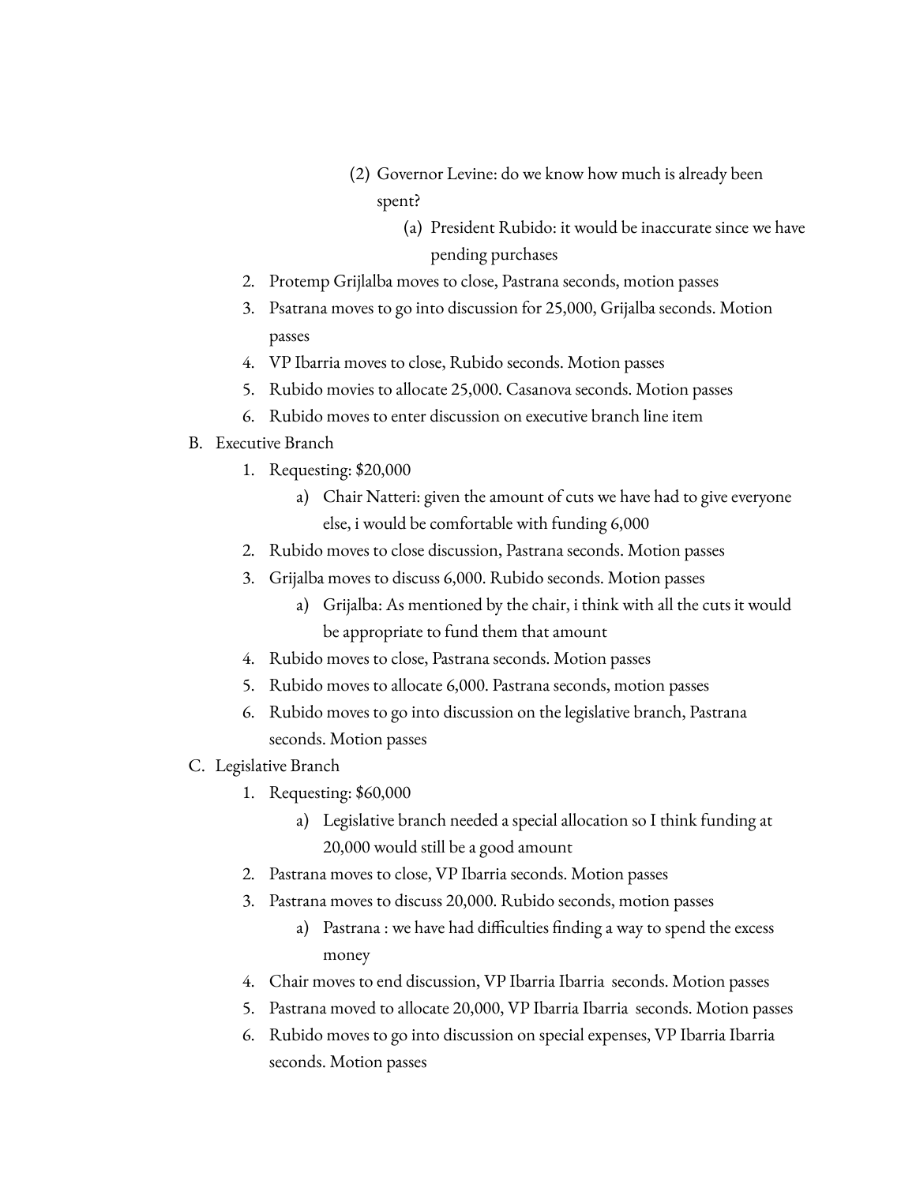(2) Governor Levine: do we know how much is already been spent?
                (a) President Rubido: it would be inaccurate since we have pending purchases

2. Protemp Grijlalba moves to close, Pastrana seconds, motion passes
3. Psatrana moves to go into discussion for 25,000, Grijalba seconds. Motion passes
4. VP Ibarria moves to close, Rubido seconds. Motion passes
5. Rubido movies to allocate 25,000. Casanova seconds. Motion passes
6. Rubido moves to enter discussion on executive branch line item

B. Executive Branch
   1. Requesting: $20,000
      a) Chair Natteri: given the amount of cuts we have had to give everyone else, i would be comfortable with funding 6,000
   2. Rubido moves to close discussion, Pastrana seconds. Motion passes
   3. Grijalba moves to discuss 6,000. Rubido seconds. Motion passes
      a) Grijalba: As mentioned by the chair, i think with all the cuts it would be appropriate to fund them that amount
   4. Rubido moves to close, Pastrana seconds. Motion passes
   5. Rubido moves to allocate 6,000. Pastrana seconds, motion passes
   6. Rubido moves to go into discussion on the legislative branch, Pastrana seconds. Motion passes

C. Legislative Branch
   1. Requesting: $60,000
      a) Legislative branch needed a special allocation so I think funding at 20,000 would still be a good amount
   2. Pastrana moves to close, VP Ibarria seconds. Motion passes
   3. Pastrana moves to discuss 20,000. Rubido seconds, motion passes
      a) Pastrana : we have had difficulties finding a way to spend the excess money
   4. Chair moves to end discussion, VP Ibarria Ibarria seconds. Motion passes
   5. Pastrana moved to allocate 20,000, VP Ibarria Ibarria seconds. Motion passes
   6. Rubido moves to go into discussion on special expenses, VP Ibarria Ibarria seconds. Motion passes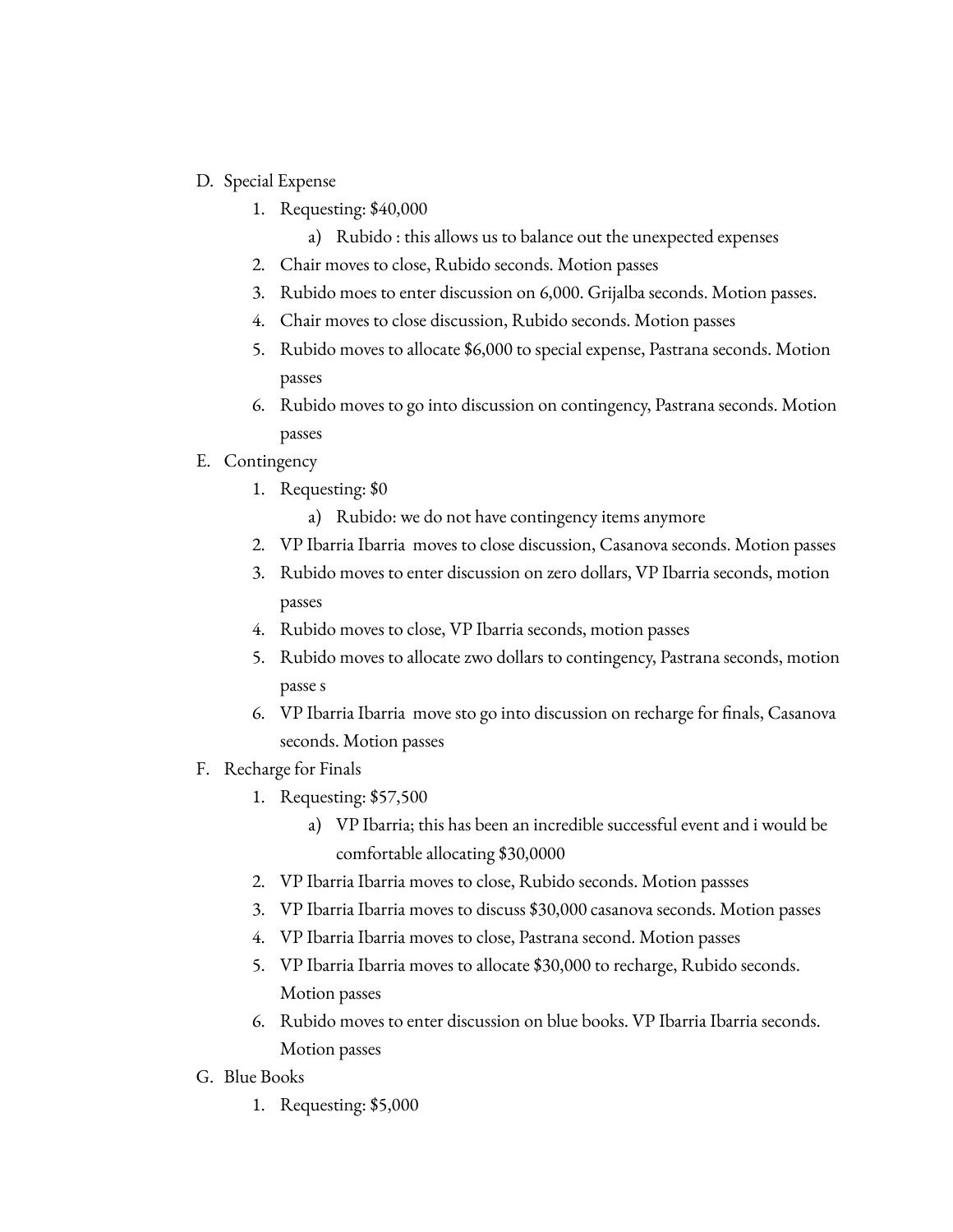D. Special Expense
   1. Requesting: $40,000
      a) Rubido : this allows us to balance out the unexpected expenses
   2. Chair moves to close, Rubido seconds. Motion passes
   3. Rubido moes to enter discussion on 6,000. Grijalba seconds. Motion passes.
   4. Chair moves to close discussion, Rubido seconds. Motion passes
   5. Rubido moves to allocate $6,000 to special expense, Pastrana seconds. Motion passes
   6. Rubido moves to go into discussion on contingency, Pastrana seconds. Motion passes

E. Contingency
   1. Requesting: $0
      a) Rubido: we do not have contingency items anymore
   2. VP Ibarria Ibarria moves to close discussion, Casanova seconds. Motion passes
   3. Rubido moves to enter discussion on zero dollars, VP Ibarria seconds, motion passes
   4. Rubido moves to close, VP Ibarria seconds, motion passes
   5. Rubido moves to allocate zwo dollars to contingency, Pastrana seconds, motion passe s
   6. VP Ibarria Ibarria move sto go into discussion on recharge for finals, Casanova seconds. Motion passes

F. Recharge for Finals
   1. Requesting: $57,500
      a) VP Ibarria; this has been an incredible successful event and i would be comfortable allocating $30,0000
   2. VP Ibarria Ibarria moves to close, Rubido seconds. Motion passses
   3. VP Ibarria Ibarria moves to discuss $30,000 casanova seconds. Motion passes
   4. VP Ibarria Ibarria moves to close, Pastrana second. Motion passes
   5. VP Ibarria Ibarria moves to allocate $30,000 to recharge, Rubido seconds. Motion passes
   6. Rubido moves to enter discussion on blue books. VP Ibarria Ibarria seconds. Motion passes

G. Blue Books
   1. Requesting: $5,000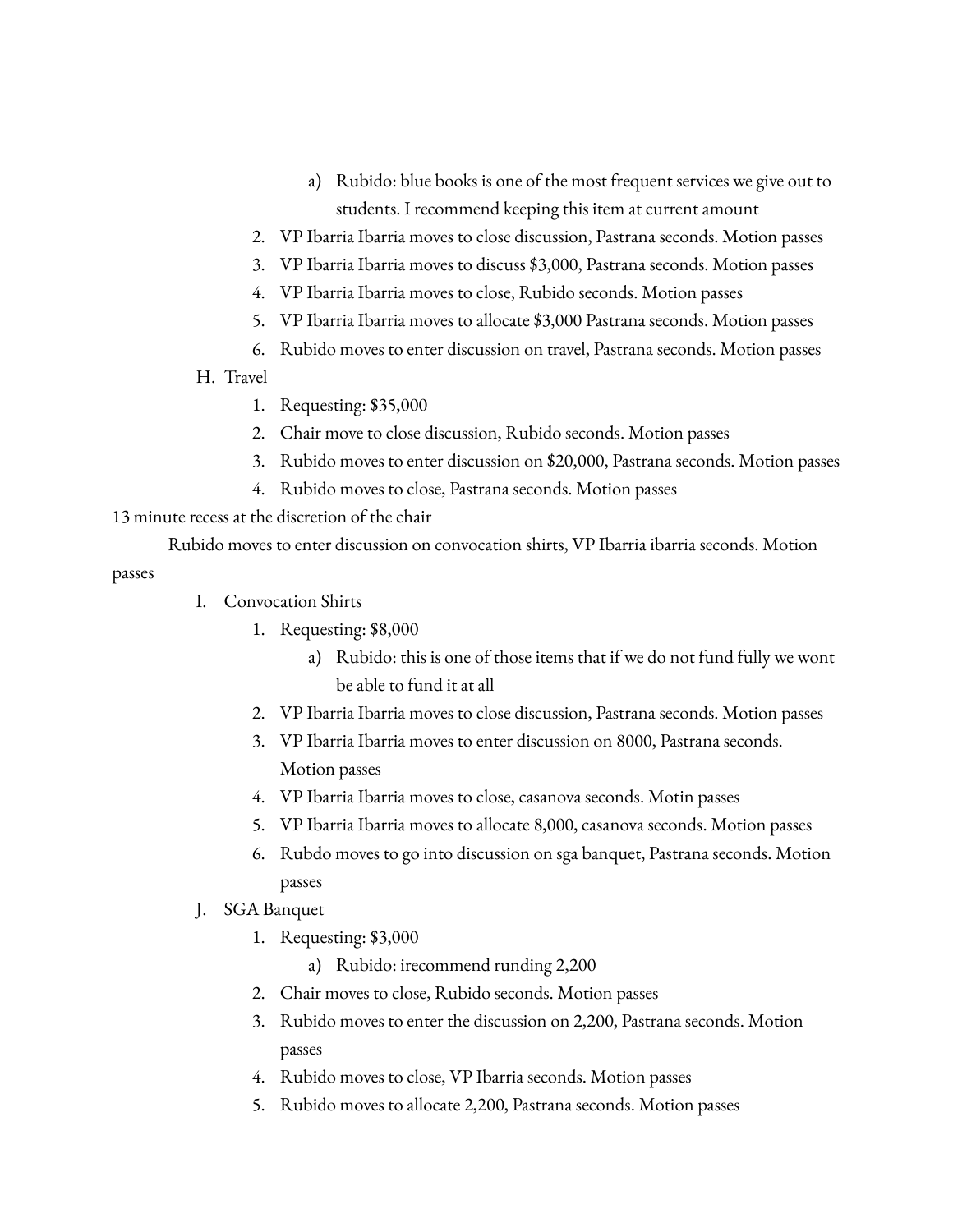a) Rubido: blue books is one of the most frequent services we give out to students. I recommend keeping this item at current amount
    2. VP Ibarria Ibarria moves to close discussion, Pastrana seconds. Motion passes
    3. VP Ibarria Ibarria moves to discuss $3,000, Pastrana seconds. Motion passes
    4. VP Ibarria Ibarria moves to close, Rubido seconds. Motion passes
    5. VP Ibarria Ibarria moves to allocate $3,000 Pastrana seconds. Motion passes
    6. Rubido moves to enter discussion on travel, Pastrana seconds. Motion passes

H. Travel
    1. Requesting: $35,000
    2. Chair move to close discussion, Rubido seconds. Motion passes
    3. Rubido moves to enter discussion on $20,000, Pastrana seconds. Motion passes
    4. Rubido moves to close, Pastrana seconds. Motion passes

13 minute recess at the discretion of the chair

Rubido moves to enter discussion on convocation shirts, VP Ibarria ibarria seconds. Motion passes

I. Convocation Shirts
    1. Requesting: $8,000
        a) Rubido: this is one of those items that if we do not fund fully we wont be able to fund it at all
    2. VP Ibarria Ibarria moves to close discussion, Pastrana seconds. Motion passes
    3. VP Ibarria Ibarria moves to enter discussion on 8000, Pastrana seconds. Motion passes
    4. VP Ibarria Ibarria moves to close, casanova seconds. Motin passes
    5. VP Ibarria Ibarria moves to allocate 8,000, casanova seconds. Motion passes
    6. Rubdo moves to go into discussion on sga banquet, Pastrana seconds. Motion passes

J. SGA Banquet
    1. Requesting: $3,000
        a) Rubido: irecommend runding 2,200
    2. Chair moves to close, Rubido seconds. Motion passes
    3. Rubido moves to enter the discussion on 2,200, Pastrana seconds. Motion passes
    4. Rubido moves to close, VP Ibarria seconds. Motion passes
    5. Rubido moves to allocate 2,200, Pastrana seconds. Motion passes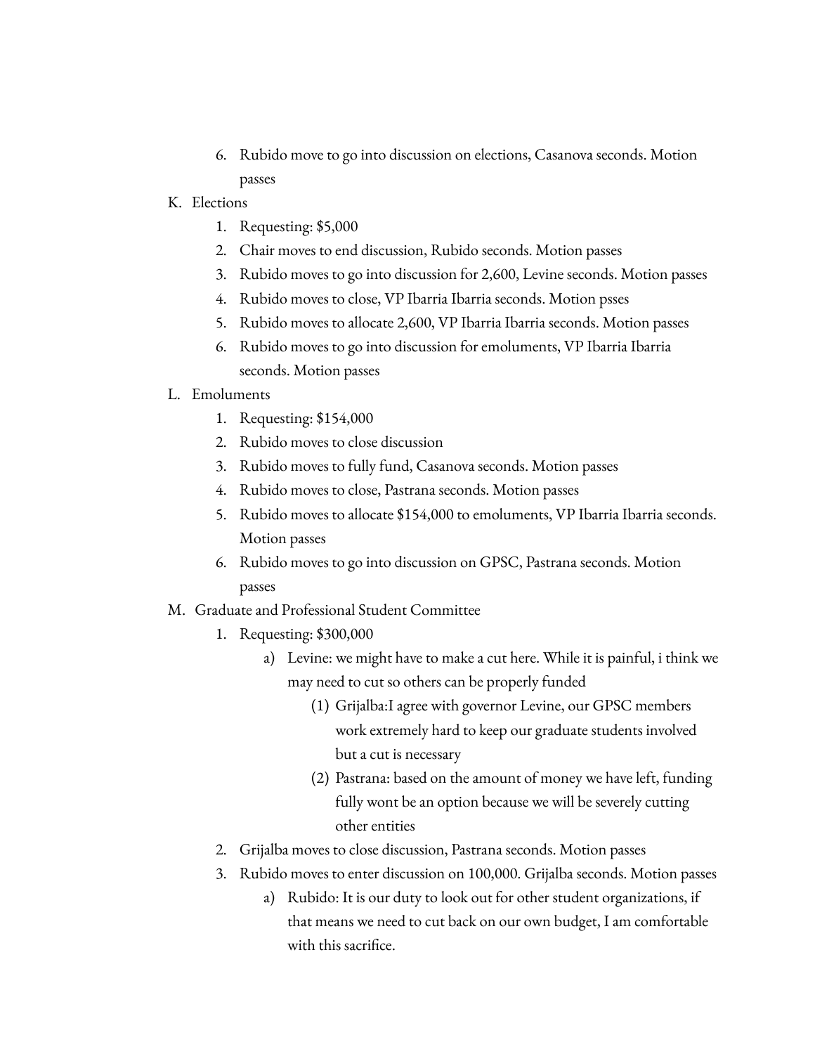6. Rubido move to go into discussion on elections, Casanova seconds. Motion passes

K. Elections
   1. Requesting: $5,000
   2. Chair moves to end discussion, Rubido seconds. Motion passes
   3. Rubido moves to go into discussion for 2,600, Levine seconds. Motion passes
   4. Rubido moves to close, VP Ibarria Ibarria seconds. Motion psses
   5. Rubido moves to allocate 2,600, VP Ibarria Ibarria seconds. Motion passes
   6. Rubido moves to go into discussion for emoluments, VP Ibarria Ibarria seconds. Motion passes

L. Emoluments
   1. Requesting: $154,000
   2. Rubido moves to close discussion
   3. Rubido moves to fully fund, Casanova seconds. Motion passes
   4. Rubido moves to close, Pastrana seconds. Motion passes
   5. Rubido moves to allocate $154,000 to emoluments, VP Ibarria Ibarria seconds. Motion passes
   6. Rubido moves to go into discussion on GPSC, Pastrana seconds. Motion passes

M. Graduate and Professional Student Committee
   1. Requesting: $300,000
      a) Levine: we might have to make a cut here. While it is painful, i think we may need to cut so others can be properly funded
         (1) Grijalba:I agree with governor Levine, our GPSC members work extremely hard to keep our graduate students involved but a cut is necessary
         (2) Pastrana: based on the amount of money we have left, funding fully wont be an option because we will be severely cutting other entities
   2. Grijalba moves to close discussion, Pastrana seconds. Motion passes
   3. Rubido moves to enter discussion on 100,000. Grijalba seconds. Motion passes
      a) Rubido: It is our duty to look out for other student organizations, if that means we need to cut back on our own budget, I am comfortable with this sacrifice.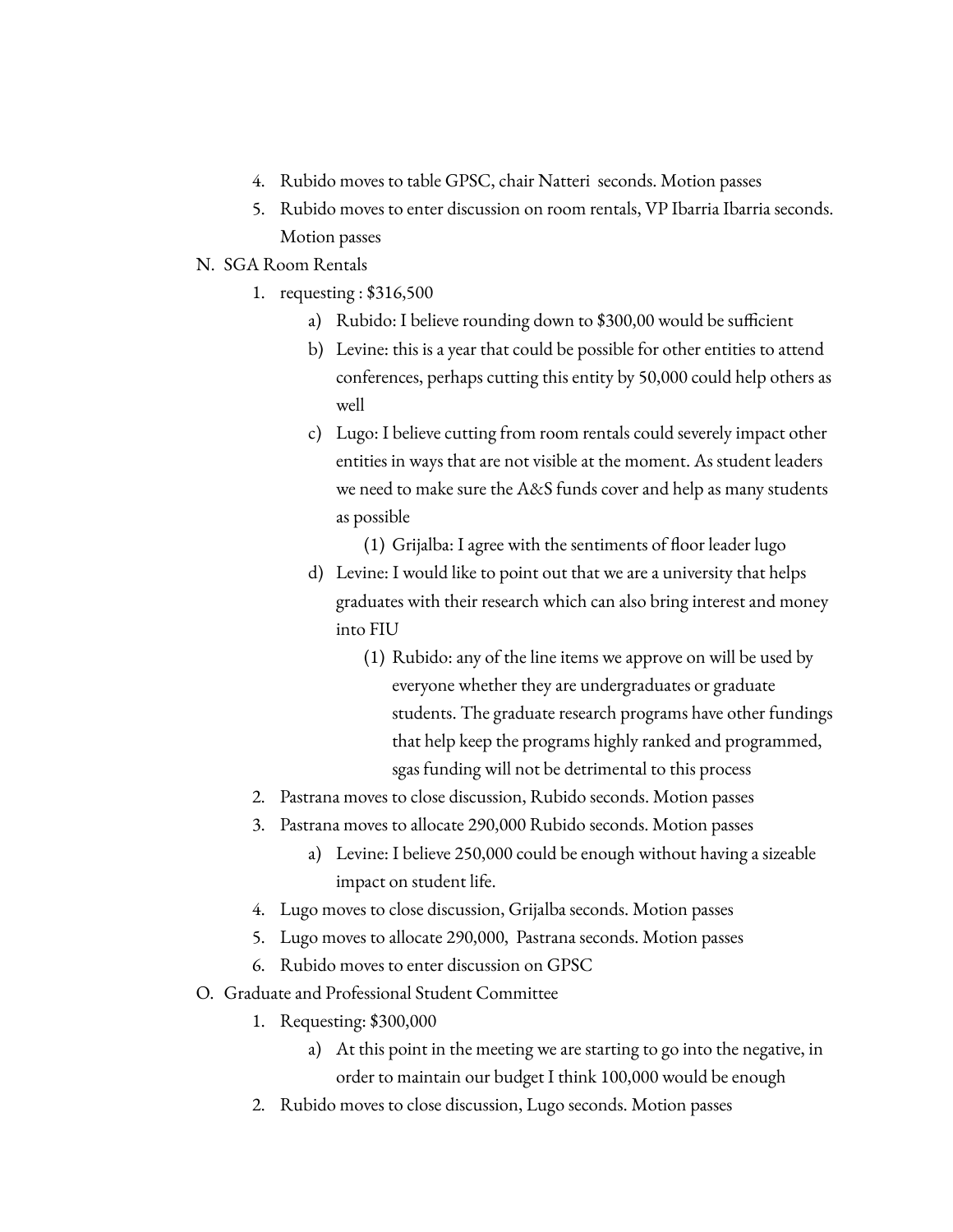4. Rubido moves to table GPSC, chair Natteri seconds. Motion passes
5. Rubido moves to enter discussion on room rentals, VP Ibarria Ibarria seconds. Motion passes

N. SGA Room Rentals
1. requesting : $316,500
   a) Rubido: I believe rounding down to $300,00 would be sufficient
   b) Levine: this is a year that could be possible for other entities to attend conferences, perhaps cutting this entity by 50,000 could help others as well
   c) Lugo: I believe cutting from room rentals could severely impact other entities in ways that are not visible at the moment. As student leaders we need to make sure the A&S funds cover and help as many students as possible
      (1) Grijalba: I agree with the sentiments of floor leader lugo
   d) Levine: I would like to point out that we are a university that helps graduates with their research which can also bring interest and money into FIU
      (1) Rubido: any of the line items we approve on will be used by everyone whether they are undergraduates or graduate students. The graduate research programs have other fundings that help keep the programs highly ranked and programmed, sgas funding will not be detrimental to this process
2. Pastrana moves to close discussion, Rubido seconds. Motion passes
3. Pastrana moves to allocate 290,000 Rubido seconds. Motion passes
   a) Levine: I believe 250,000 could be enough without having a sizeable impact on student life.
4. Lugo moves to close discussion, Grijalba seconds. Motion passes
5. Lugo moves to allocate 290,000, Pastrana seconds. Motion passes
6. Rubido moves to enter discussion on GPSC

O. Graduate and Professional Student Committee
1. Requesting: $300,000
   a) At this point in the meeting we are starting to go into the negative, in order to maintain our budget I think 100,000 would be enough
2. Rubido moves to close discussion, Lugo seconds. Motion passes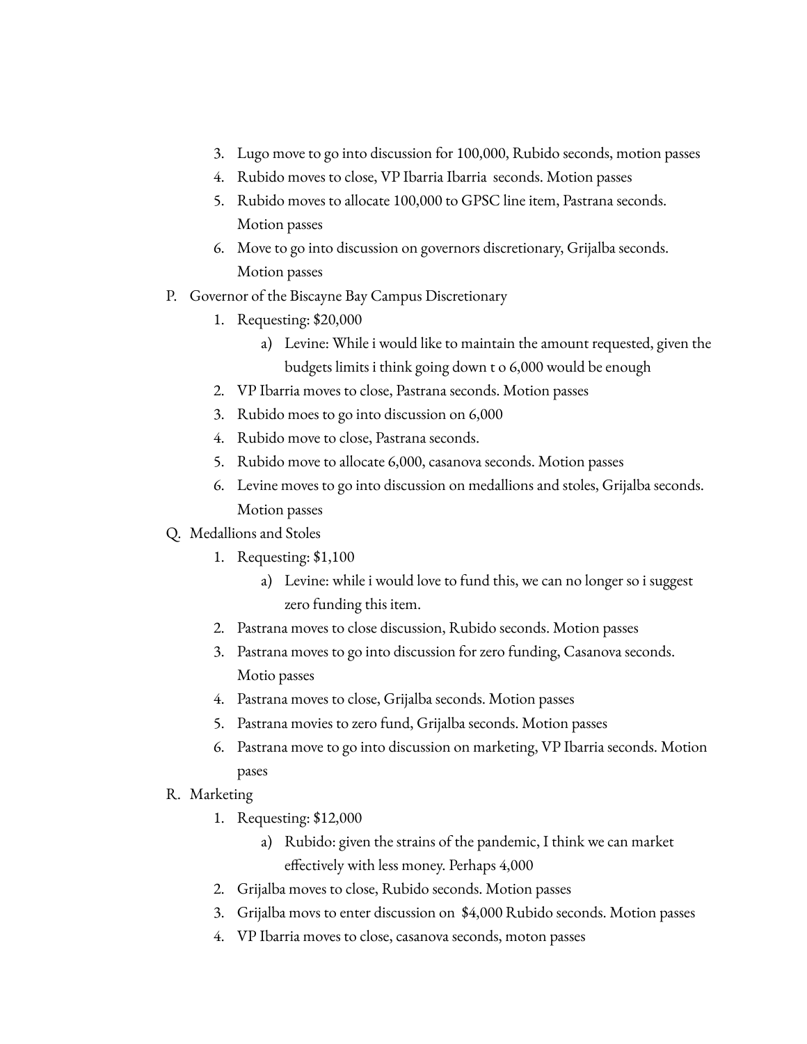3. Lugo move to go into discussion for 100,000, Rubido seconds, motion passes
4. Rubido moves to close, VP Ibarria Ibarria  seconds. Motion passes
5. Rubido moves to allocate 100,000 to GPSC line item, Pastrana seconds. Motion passes
6. Move to go into discussion on governors discretionary, Grijalba seconds. Motion passes

P. Governor of the Biscayne Bay Campus Discretionary
   1. Requesting: $20,000
      a) Levine: While i would like to maintain the amount requested, given the budgets limits i think going down t o 6,000 would be enough
   2. VP Ibarria moves to close, Pastrana seconds. Motion passes
   3. Rubido moes to go into discussion on 6,000
   4. Rubido move to close, Pastrana seconds.
   5. Rubido move to allocate 6,000, casanova seconds. Motion passes
   6. Levine moves to go into discussion on medallions and stoles, Grijalba seconds. Motion passes

Q. Medallions and Stoles
   1. Requesting: $1,100
      a) Levine: while i would love to fund this, we can no longer so i suggest zero funding this item.
   2. Pastrana moves to close discussion, Rubido seconds. Motion passes
   3. Pastrana moves to go into discussion for zero funding, Casanova seconds. Motio passes
   4. Pastrana moves to close, Grijalba seconds. Motion passes
   5. Pastrana movies to zero fund, Grijalba seconds. Motion passes
   6. Pastrana move to go into discussion on marketing, VP Ibarria seconds. Motion pases

R. Marketing
   1. Requesting: $12,000
      a) Rubido: given the strains of the pandemic, I think we can market effectively with less money. Perhaps 4,000
   2. Grijalba moves to close, Rubido seconds. Motion passes
   3. Grijalba movs to enter discussion on  $4,000 Rubido seconds. Motion passes
   4. VP Ibarria moves to close, casanova seconds, moton passes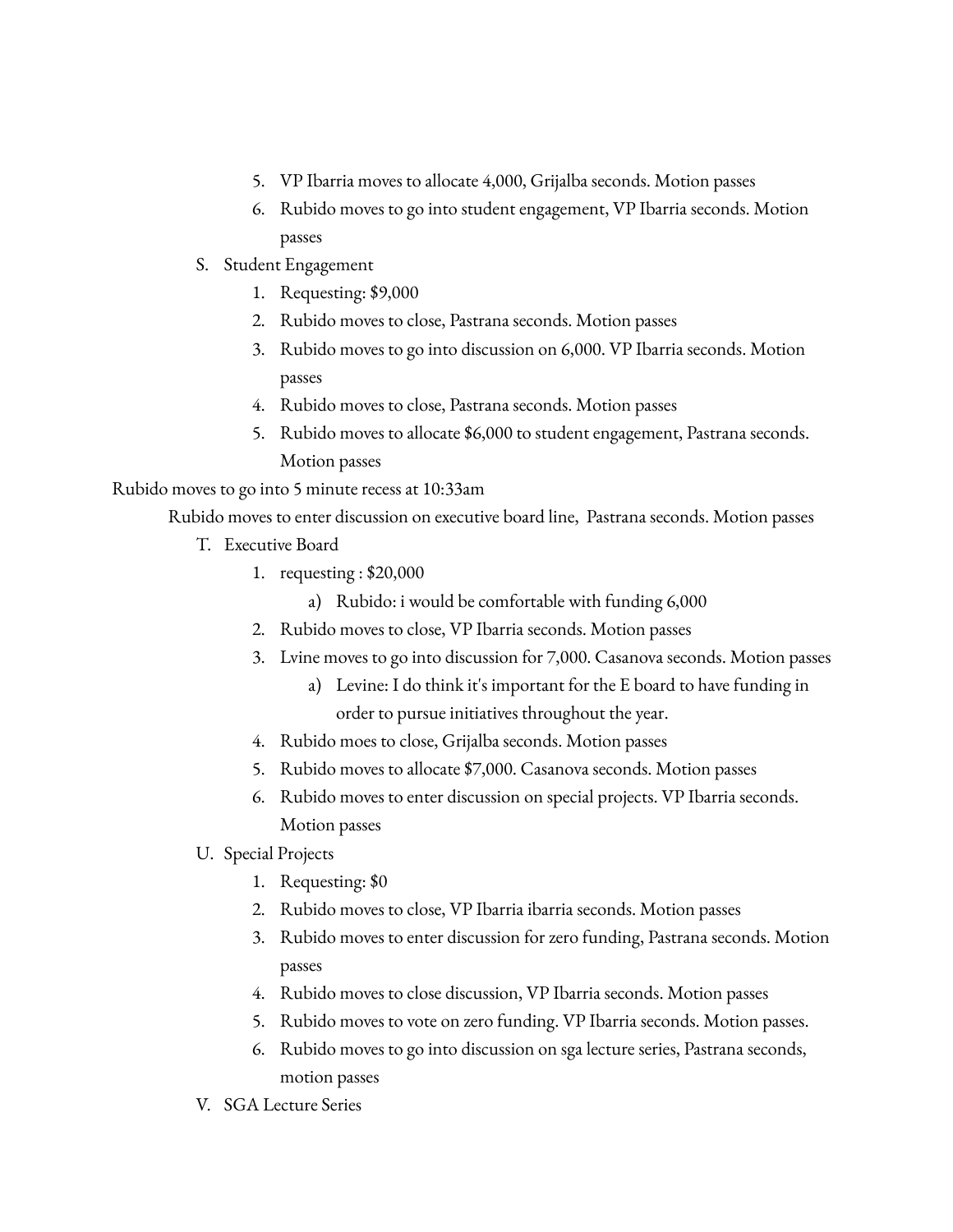5. VP Ibarria moves to allocate 4,000, Grijalba seconds. Motion passes
6. Rubido moves to go into student engagement, VP Ibarria seconds. Motion passes

S. Student Engagement
   1. Requesting: $9,000
   2. Rubido moves to close, Pastrana seconds. Motion passes
   3. Rubido moves to go into discussion on 6,000. VP Ibarria seconds. Motion passes
   4. Rubido moves to close, Pastrana seconds. Motion passes
   5. Rubido moves to allocate $6,000 to student engagement, Pastrana seconds. Motion passes

Rubido moves to go into 5 minute recess at 10:33am

Rubido moves to enter discussion on executive board line, Pastrana seconds. Motion passes

T. Executive Board
   1. requesting : $20,000
      a) Rubido: i would be comfortable with funding 6,000
   2. Rubido moves to close, VP Ibarria seconds. Motion passes
   3. Lvine moves to go into discussion for 7,000. Casanova seconds. Motion passes
      a) Levine: I do think it's important for the E board to have funding in order to pursue initiatives throughout the year.
   4. Rubido moes to close, Grijalba seconds. Motion passes
   5. Rubido moves to allocate $7,000. Casanova seconds. Motion passes
   6. Rubido moves to enter discussion on special projects. VP Ibarria seconds. Motion passes

U. Special Projects
   1. Requesting: $0
   2. Rubido moves to close, VP Ibarria ibarria seconds. Motion passes
   3. Rubido moves to enter discussion for zero funding, Pastrana seconds. Motion passes
   4. Rubido moves to close discussion, VP Ibarria seconds. Motion passes
   5. Rubido moves to vote on zero funding. VP Ibarria seconds. Motion passes.
   6. Rubido moves to go into discussion on sga lecture series, Pastrana seconds, motion passes

V. SGA Lecture Series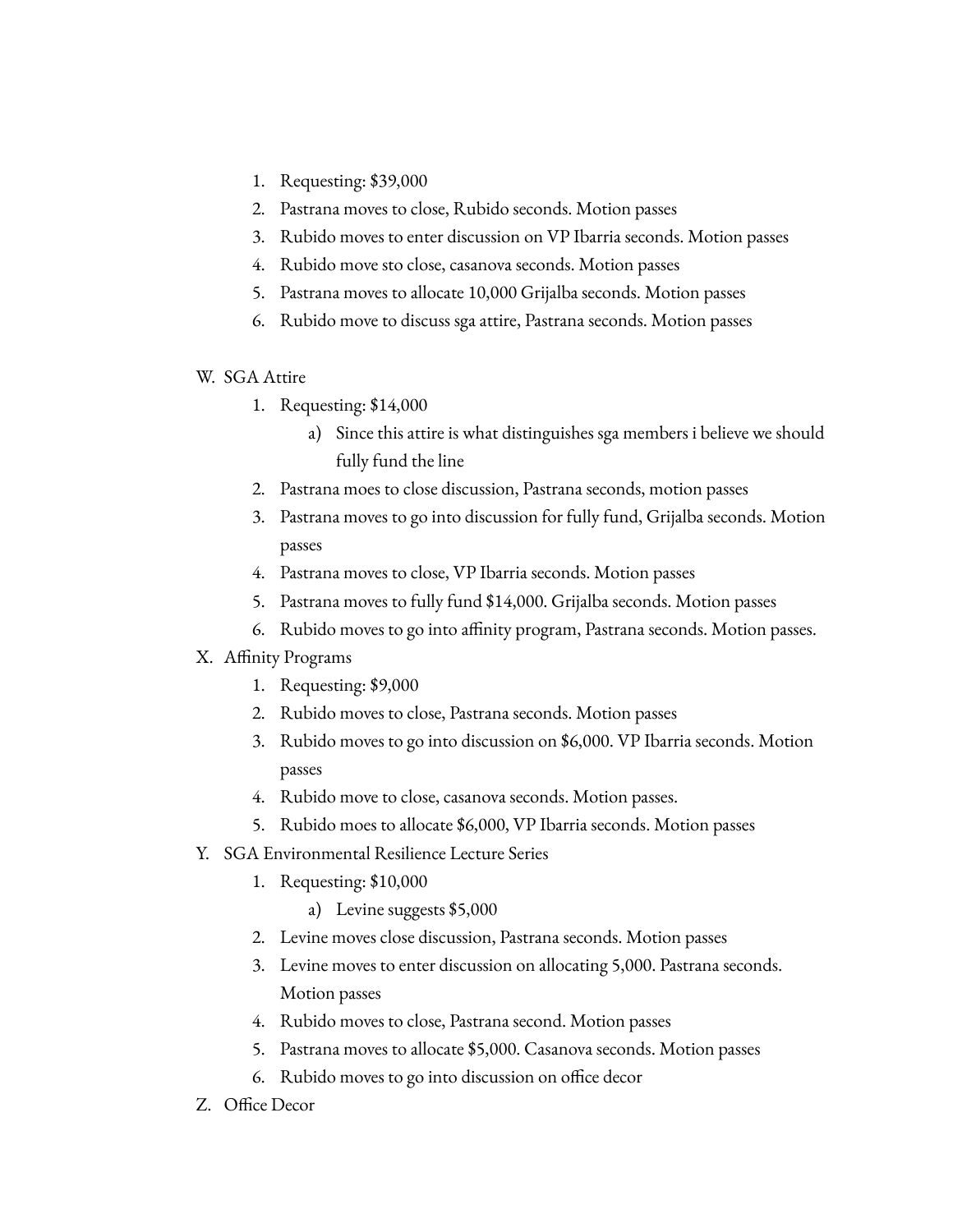1. Requesting: $39,000
2. Pastrana moves to close, Rubido seconds. Motion passes
3. Rubido moves to enter discussion on VP Ibarria seconds. Motion passes
4. Rubido move sto close, casanova seconds. Motion passes
5. Pastrana moves to allocate 10,000 Grijalba seconds. Motion passes
6. Rubido move to discuss sga attire, Pastrana seconds. Motion passes

W. SGA Attire
   1. Requesting: $14,000
      a) Since this attire is what distinguishes sga members i believe we should fully fund the line
   2. Pastrana moes to close discussion, Pastrana seconds, motion passes
   3. Pastrana moves to go into discussion for fully fund, Grijalba seconds. Motion passes
   4. Pastrana moves to close, VP Ibarria seconds. Motion passes
   5. Pastrana moves to fully fund $14,000. Grijalba seconds. Motion passes
   6. Rubido moves to go into affinity program, Pastrana seconds. Motion passes.

X. Affinity Programs
   1. Requesting: $9,000
   2. Rubido moves to close, Pastrana seconds. Motion passes
   3. Rubido moves to go into discussion on $6,000. VP Ibarria seconds. Motion passes
   4. Rubido move to close, casanova seconds. Motion passes.
   5. Rubido moes to allocate $6,000, VP Ibarria seconds. Motion passes

Y. SGA Environmental Resilience Lecture Series
   1. Requesting: $10,000
      a) Levine suggests $5,000
   2. Levine moves close discussion, Pastrana seconds. Motion passes
   3. Levine moves to enter discussion on allocating 5,000. Pastrana seconds. Motion passes
   4. Rubido moves to close, Pastrana second. Motion passes
   5. Pastrana moves to allocate $5,000. Casanova seconds. Motion passes
   6. Rubido moves to go into discussion on office decor

Z. Office Decor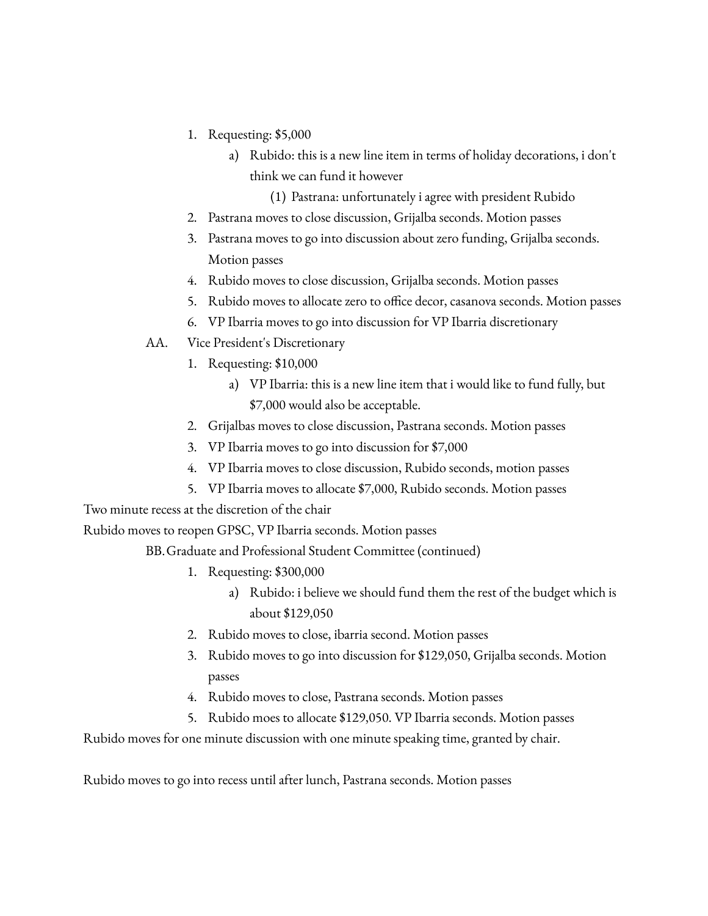1. Requesting: $5,000
    - a) Rubido: this is a new line item in terms of holiday decorations, i don't think we can fund it however
        - (1) Pastrana: unfortunately i agree with president Rubido
2. Pastrana moves to close discussion, Grijalba seconds. Motion passes
3. Pastrana moves to go into discussion about zero funding, Grijalba seconds. Motion passes
4. Rubido moves to close discussion, Grijalba seconds. Motion passes
5. Rubido moves to allocate zero to office decor, casanova seconds. Motion passes
6. VP Ibarria moves to go into discussion for VP Ibarria discretionary

AA. Vice President's Discretionary

1. Requesting: $10,000
    - a) VP Ibarria: this is a new line item that i would like to fund fully, but $7,000 would also be acceptable.
2. Grijalbas moves to close discussion, Pastrana seconds. Motion passes
3. VP Ibarria moves to go into discussion for $7,000
4. VP Ibarria moves to close discussion, Rubido seconds, motion passes
5. VP Ibarria moves to allocate $7,000, Rubido seconds. Motion passes

Two minute recess at the discretion of the chair

Rubido moves to reopen GPSC, VP Ibarria seconds. Motion passes

BB. Graduate and Professional Student Committee (continued)

1. Requesting: $300,000
    - a) Rubido: i believe we should fund them the rest of the budget which is about $129,050
2. Rubido moves to close, ibarria second. Motion passes
3. Rubido moves to go into discussion for $129,050, Grijalba seconds. Motion passes
4. Rubido moves to close, Pastrana seconds. Motion passes
5. Rubido moes to allocate $129,050. VP Ibarria seconds. Motion passes

Rubido moves for one minute discussion with one minute speaking time, granted by chair.

Rubido moves to go into recess until after lunch, Pastrana seconds. Motion passes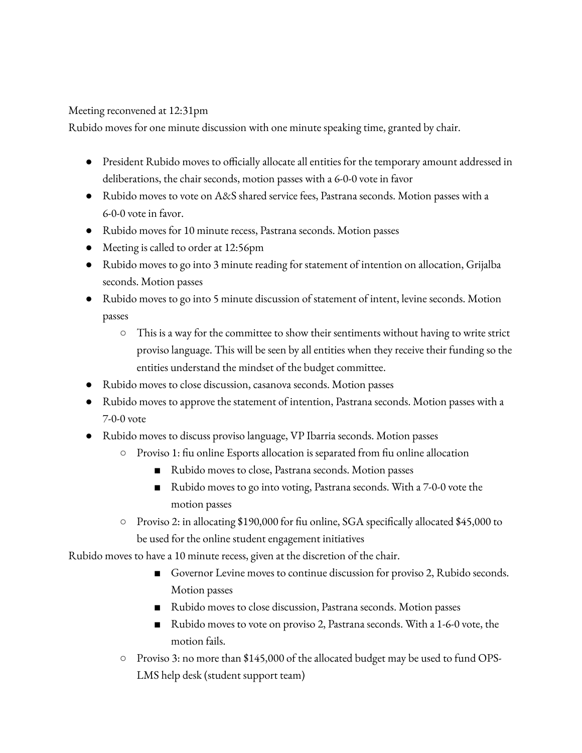Meeting reconvened at 12:31pm

Rubido moves for one minute discussion with one minute speaking time, granted by chair.

- President Rubido moves to officially allocate all entities for the temporary amount addressed in deliberations, the chair seconds, motion passes with a 6-0-0 vote in favor
- Rubido moves to vote on A&S shared service fees, Pastrana seconds. Motion passes with a 6-0-0 vote in favor.
- Rubido moves for 10 minute recess, Pastrana seconds. Motion passes
- Meeting is called to order at 12:56pm
- Rubido moves to go into 3 minute reading for statement of intention on allocation, Grijalba seconds. Motion passes
- Rubido moves to go into 5 minute discussion of statement of intent, levine seconds. Motion passes
    - This is a way for the committee to show their sentiments without having to write strict proviso language. This will be seen by all entities when they receive their funding so the entities understand the mindset of the budget committee.
- Rubido moves to close discussion, casanova seconds. Motion passes
- Rubido moves to approve the statement of intention, Pastrana seconds. Motion passes with a 7-0-0 vote
- Rubido moves to discuss proviso language, VP Ibarria seconds. Motion passes
    - Proviso 1: fiu online Esports allocation is separated from fiu online allocation
        - Rubido moves to close, Pastrana seconds. Motion passes
        - Rubido moves to go into voting, Pastrana seconds. With a 7-0-0 vote the motion passes
    - Proviso 2: in allocating $190,000 for fiu online, SGA specifically allocated $45,000 to be used for the online student engagement initiatives

Rubido moves to have a 10 minute recess, given at the discretion of the chair.

- Governor Levine moves to continue discussion for proviso 2, Rubido seconds. Motion passes
- Rubido moves to close discussion, Pastrana seconds. Motion passes
- Rubido moves to vote on proviso 2, Pastrana seconds. With a 1-6-0 vote, the motion fails.

    - Proviso 3: no more than $145,000 of the allocated budget may be used to fund OPS-LMS help desk (student support team)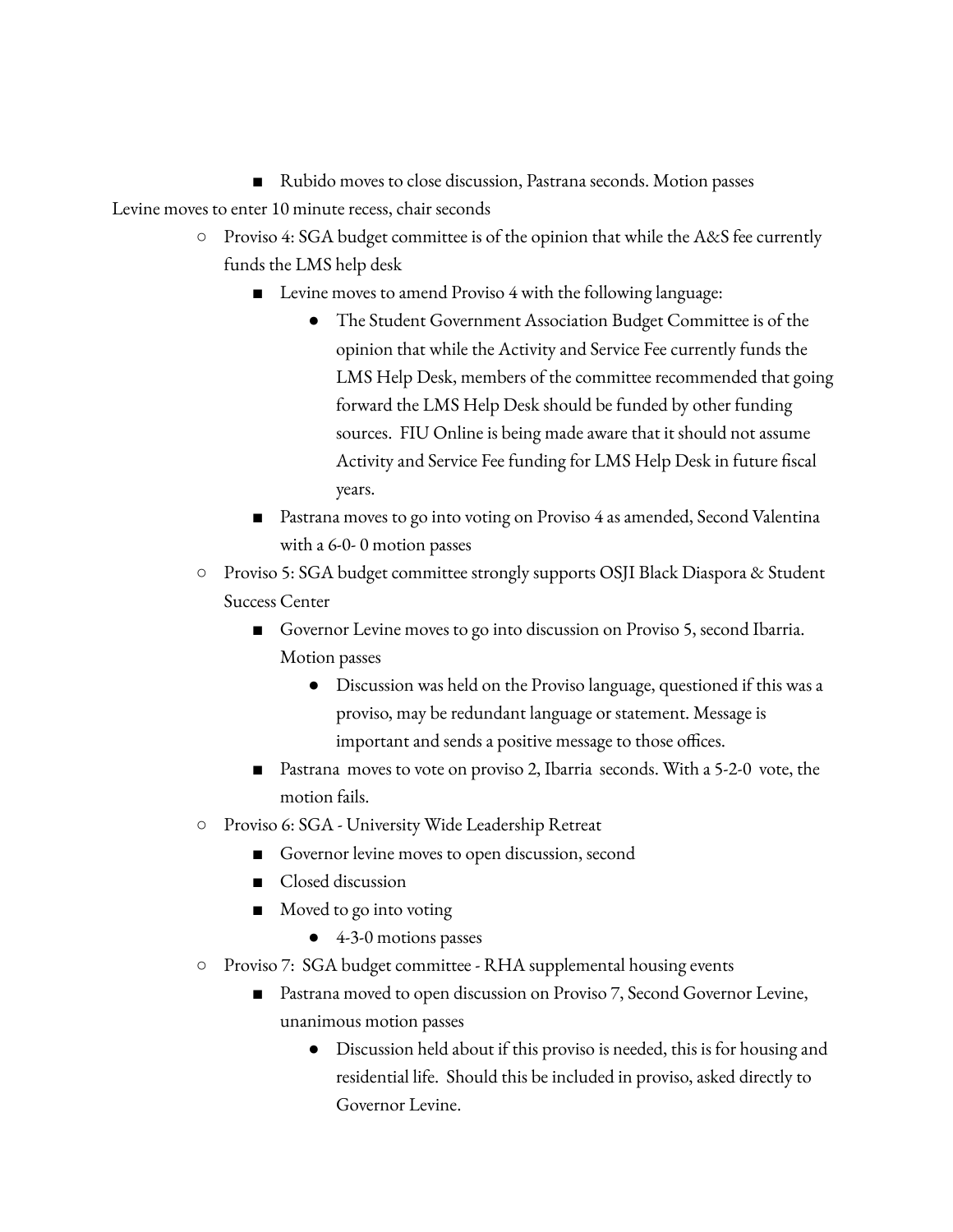- Rubido moves to close discussion, Pastrana seconds. Motion passes

Levine moves to enter 10 minute recess, chair seconds

    - Proviso 4: SGA budget committee is of the opinion that while the A&S fee currently funds the LMS help desk
        - Levine moves to amend Proviso 4 with the following language:
            - The Student Government Association Budget Committee is of the opinion that while the Activity and Service Fee currently funds the LMS Help Desk, members of the committee recommended that going forward the LMS Help Desk should be funded by other funding sources. FIU Online is being made aware that it should not assume Activity and Service Fee funding for LMS Help Desk in future fiscal years.
        - Pastrana moves to go into voting on Proviso 4 as amended, Second Valentina with a 6-0- 0 motion passes
    - Proviso 5: SGA budget committee strongly supports OSJI Black Diaspora & Student Success Center
        - Governor Levine moves to go into discussion on Proviso 5, second Ibarria. Motion passes
            - Discussion was held on the Proviso language, questioned if this was a proviso, may be redundant language or statement. Message is important and sends a positive message to those offices.
        - Pastrana moves to vote on proviso 2, Ibarria seconds. With a 5-2-0 vote, the motion fails.
    - Proviso 6: SGA - University Wide Leadership Retreat
        - Governor levine moves to open discussion, second
        - Closed discussion
        - Moved to go into voting
            - 4-3-0 motions passes
    - Proviso 7: SGA budget committee - RHA supplemental housing events
        - Pastrana moved to open discussion on Proviso 7, Second Governor Levine, unanimous motion passes
            - Discussion held about if this proviso is needed, this is for housing and residential life. Should this be included in proviso, asked directly to Governor Levine.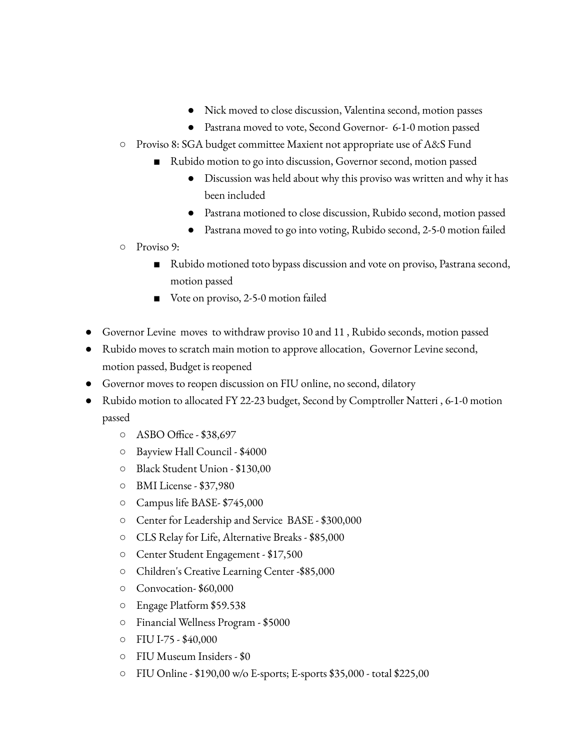- Nick moved to close discussion, Valentina second, motion passes
        - Pastrana moved to vote, Second Governor- 6-1-0 motion passed
  - Proviso 8: SGA budget committee Maxient not appropriate use of A&S Fund
    - Rubido motion to go into discussion, Governor second, motion passed
      - Discussion was held about why this proviso was written and why it has been included
      - Pastrana motioned to close discussion, Rubido second, motion passed
      - Pastrana moved to go into voting, Rubido second, 2-5-0 motion failed
  - Proviso 9:
    - Rubido motioned toto bypass discussion and vote on proviso, Pastrana second, motion passed
    - Vote on proviso, 2-5-0 motion failed

- Governor Levine moves to withdraw proviso 10 and 11 , Rubido seconds, motion passed
- Rubido moves to scratch main motion to approve allocation, Governor Levine second, motion passed, Budget is reopened
- Governor moves to reopen discussion on FIU online, no second, dilatory
- Rubido motion to allocated FY 22-23 budget, Second by Comptroller Natteri , 6-1-0 motion passed
  - ASBO Office - $38,697
  - Bayview Hall Council - $4000
  - Black Student Union - $130,00
  - BMI License - $37,980
  - Campus life BASE- $745,000
  - Center for Leadership and Service BASE - $300,000
  - CLS Relay for Life, Alternative Breaks - $85,000
  - Center Student Engagement - $17,500
  - Children's Creative Learning Center -$85,000
  - Convocation- $60,000
  - Engage Platform $59.538
  - Financial Wellness Program - $5000
  - FIU I-75 - $40,000
  - FIU Museum Insiders - $0
  - FIU Online - $190,00 w/o E-sports; E-sports $35,000 - total $225,00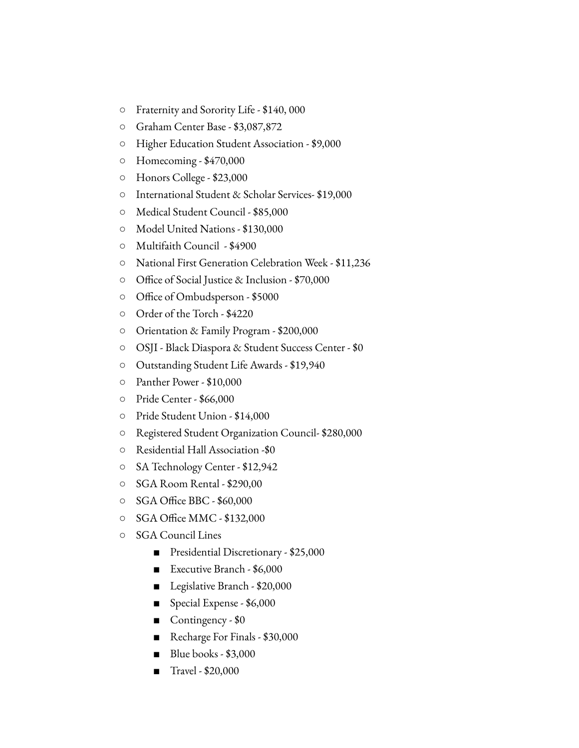- Fraternity and Sorority Life - $140, 000
- Graham Center Base - $3,087,872
- Higher Education Student Association - $9,000
- Homecoming - $470,000
- Honors College - $23,000
- International Student & Scholar Services- $19,000
- Medical Student Council - $85,000
- Model United Nations - $130,000
- Multifaith Council  - $4900
- National First Generation Celebration Week - $11,236
- Office of Social Justice & Inclusion - $70,000
- Office of Ombudsperson - $5000
- Order of the Torch - $4220
- Orientation & Family Program - $200,000
- OSJI - Black Diaspora & Student Success Center - $0
- Outstanding Student Life Awards - $19,940
- Panther Power - $10,000
- Pride Center - $66,000
- Pride Student Union - $14,000
- Registered Student Organization Council- $280,000
- Residential Hall Association -$0
- SA Technology Center - $12,942
- SGA Room Rental - $290,00
- SGA Office BBC - $60,000
- SGA Office MMC - $132,000
- SGA Council Lines
  - Presidential Discretionary - $25,000
  - Executive Branch - $6,000
  - Legislative Branch - $20,000
  - Special Expense - $6,000
  - Contingency - $0
  - Recharge For Finals - $30,000
  - Blue books - $3,000
  - Travel - $20,000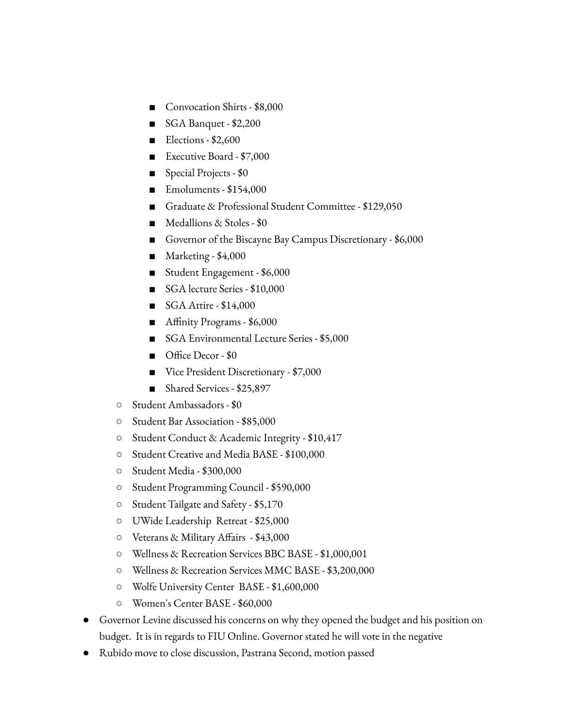- Convocation Shirts - $8,000
        - SGA Banquet - $2,200
        - Elections - $2,600
        - Executive Board - $7,000
        - Special Projects - $0
        - Emoluments - $154,000
        - Graduate & Professional Student Committee - $129,050
        - Medallions & Stoles - $0
        - Governor of the Biscayne Bay Campus Discretionary - $6,000
        - Marketing - $4,000
        - Student Engagement - $6,000
        - SGA lecture Series - $10,000
        - SGA Attire - $14,000
        - Affinity Programs - $6,000
        - SGA Environmental Lecture Series - $5,000
        - Office Decor - $0
        - Vice President Discretionary - $7,000
        - Shared Services - $25,897
    - Student Ambassadors - $0
    - Student Bar Association - $85,000
    - Student Conduct & Academic Integrity - $10,417
    - Student Creative and Media BASE - $100,000
    - Student Media - $300,000
    - Student Programming Council - $590,000
    - Student Tailgate and Safety - $5,170
    - UWide Leadership Retreat - $25,000
    - Veterans & Military Affairs - $43,000
    - Wellness & Recreation Services BBC BASE - $1,000,001
    - Wellness & Recreation Services MMC BASE - $3,200,000
    - Wolfe University Center BASE - $1,600,000
    - Women's Center BASE - $60,000
- Governor Levine discussed his concerns on why they opened the budget and his position on budget. It is in regards to FIU Online. Governor stated he will vote in the negative
- Rubido move to close discussion, Pastrana Second, motion passed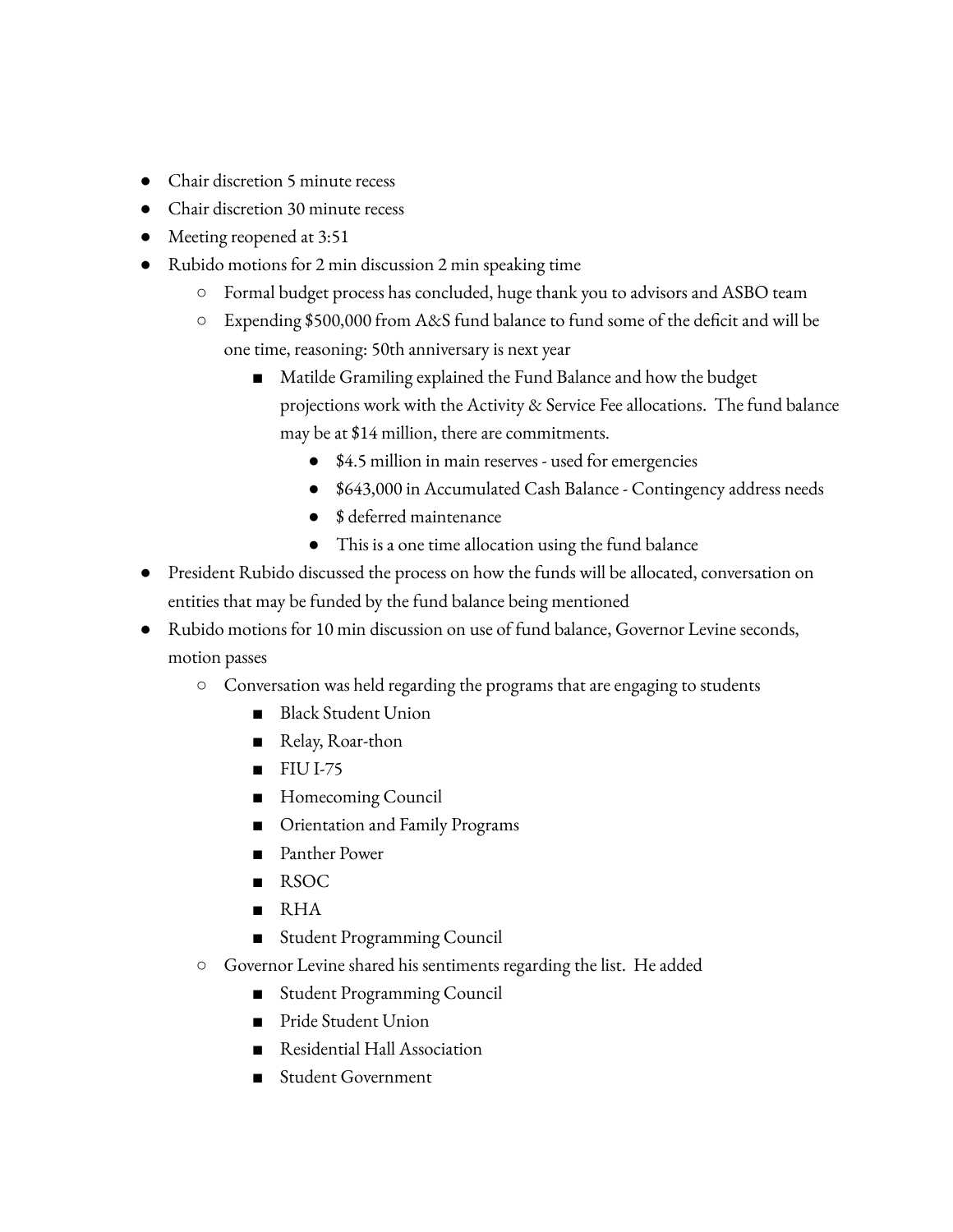- Chair discretion 5 minute recess
- Chair discretion 30 minute recess
- Meeting reopened at 3:51
- Rubido motions for 2 min discussion 2 min speaking time
    - Formal budget process has concluded, huge thank you to advisors and ASBO team
    - Expending $500,000 from A&S fund balance to fund some of the deficit and will be one time, reasoning: 50th anniversary is next year
        - Matilde Gramiling explained the Fund Balance and how the budget projections work with the Activity & Service Fee allocations.  The fund balance may be at $14 million, there are commitments.
            - $4.5 million in main reserves - used for emergencies
            - $643,000 in Accumulated Cash Balance - Contingency address needs
            - $ deferred maintenance
            - This is a one time allocation using the fund balance
- President Rubido discussed the process on how the funds will be allocated, conversation on entities that may be funded by the fund balance being mentioned
- Rubido motions for 10 min discussion on use of fund balance, Governor Levine seconds, motion passes
    - Conversation was held regarding the programs that are engaging to students
        - Black Student Union
        - Relay, Roar-thon
        - FIU I-75
        - Homecoming Council
        - Orientation and Family Programs
        - Panther Power
        - RSOC
        - RHA
        - Student Programming Council
    - Governor Levine shared his sentiments regarding the list.  He added
        - Student Programming Council
        - Pride Student Union
        - Residential Hall Association
        - Student Government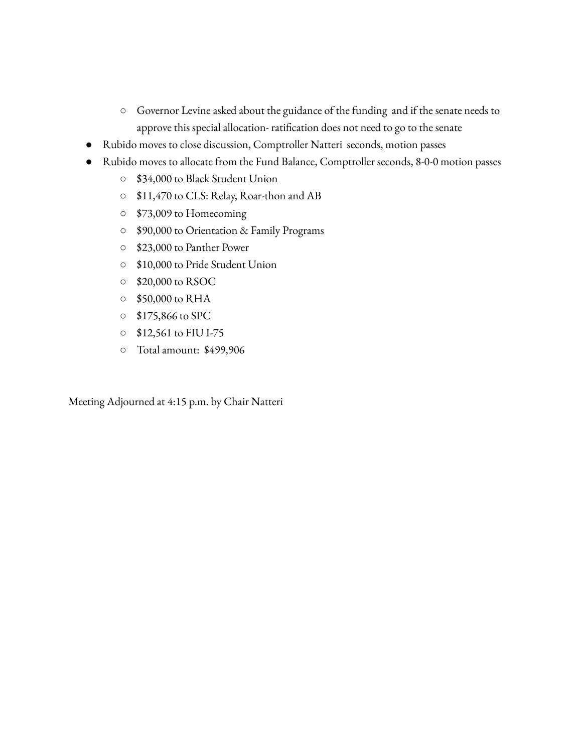- Governor Levine asked about the guidance of the funding  and if the senate needs to approve this special allocation- ratification does not need to go to the senate
- Rubido moves to close discussion, Comptroller Natteri  seconds, motion passes
- Rubido moves to allocate from the Fund Balance, Comptroller seconds, 8-0-0 motion passes
    - $34,000 to Black Student Union
    - $11,470 to CLS: Relay, Roar-thon and AB
    - $73,009 to Homecoming
    - $90,000 to Orientation & Family Programs
    - $23,000 to Panther Power
    - $10,000 to Pride Student Union
    - $20,000 to RSOC
    - $50,000 to RHA
    - $175,866 to SPC
    - $12,561 to FIU I-75
    - Total amount:  $499,906

Meeting Adjourned at 4:15 p.m. by Chair Natteri